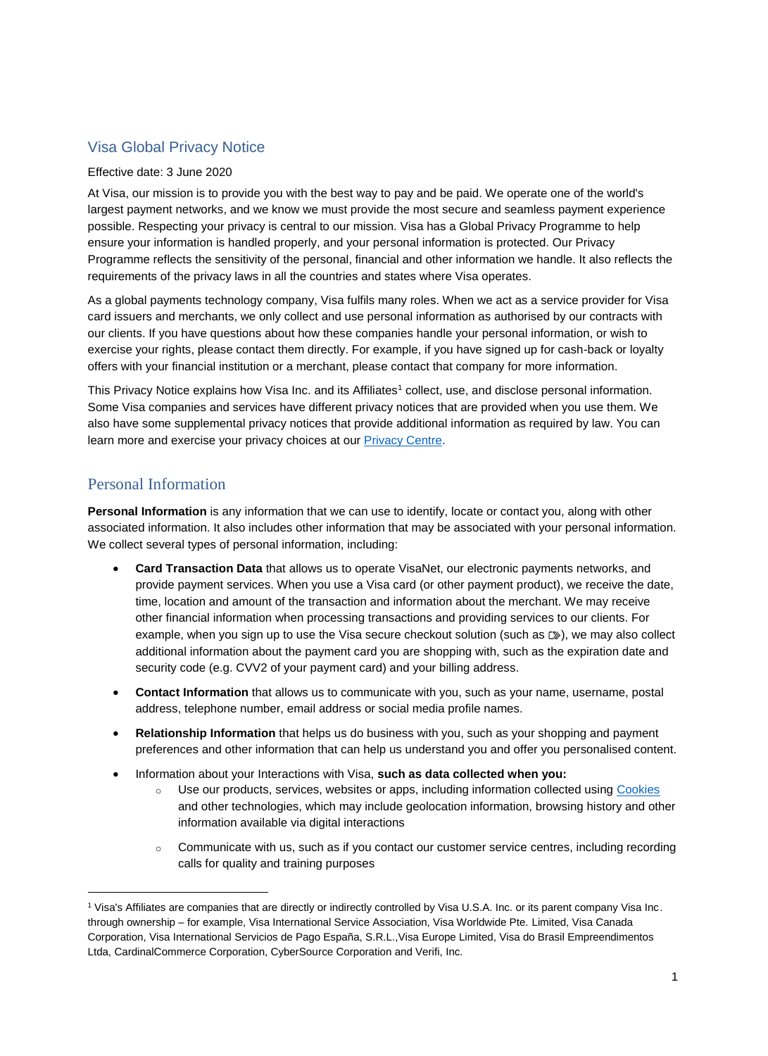# Visa Global Privacy Notice

Effective date: 3 June 2020

At Visa, our mission is to provide you with the best way to pay and be paid. We operate one of the world's largest payment networks, and we know we must provide the most secure and seamless payment experience possible. Respecting your privacy is central to our mission. Visa has a Global Privacy Programme to help ensure your information is handled properly, and your personal information is protected. Our Privacy Programme reflects the sensitivity of the personal, financial and other information we handle. It also reflects the requirements of the privacy laws in all the countries and states where Visa operates.

As a global payments technology company, Visa fulfils many roles. When we act as a service provider for Visa card issuers and merchants, we only collect and use personal information as authorised by our contracts with our clients. If you have questions about how these companies handle your personal information, or wish to exercise your rights, please contact them directly. For example, if you have signed up for cash-back or loyalty offers with your financial institution or a merchant, please contact that company for more information.

This Privacy Notice explains how Visa Inc. and its Affiliates[1] collect, use, and disclose personal information. Some Visa companies and services have different privacy notices that are provided when you use them. We also have some supplemental privacy notices that provide additional information as required by law. You can learn more and exercise your privacy choices at our Privacy Centre.

## Personal Information

**Personal Information** is any information that we can use to identify, locate or contact you, along with other associated information. It also includes other information that may be associated with your personal information. We collect several types of personal information, including:

- **Card Transaction Data** that allows us to operate VisaNet, our electronic payments networks, and provide payment services. When you use a Visa card (or other payment product), we receive the date, time, location and amount of the transaction and information about the merchant. We may receive other financial information when processing transactions and providing services to our clients. For example, when you sign up to use the Visa secure checkout solution (such as ), we may also collect additional information about the payment card you are shopping with, such as the expiration date and security code (e.g. CVV2 of your payment card) and your billing address.
- **Contact Information** that allows us to communicate with you, such as your name, username, postal address, telephone number, email address or social media profile names.
- **Relationship Information** that helps us do business with you, such as your shopping and payment preferences and other information that can help us understand you and offer you personalised content.
- Information about your Interactions with Visa, **such as data collected when you:**
  - Use our products, services, websites or apps, including information collected using Cookies and other technologies, which may include geolocation information, browsing history and other information available via digital interactions
  - Communicate with us, such as if you contact our customer service centres, including recording calls for quality and training purposes

---

[1] Visa's Affiliates are companies that are directly or indirectly controlled by Visa U.S.A. Inc. or its parent company Visa Inc. through ownership – for example, Visa International Service Association, Visa Worldwide Pte. Limited, Visa Canada Corporation, Visa International Servicios de Pago España, S.R.L.,Visa Europe Limited, Visa do Brasil Empreendimentos Ltda, CardinalCommerce Corporation, CyberSource Corporation and Verifi, Inc.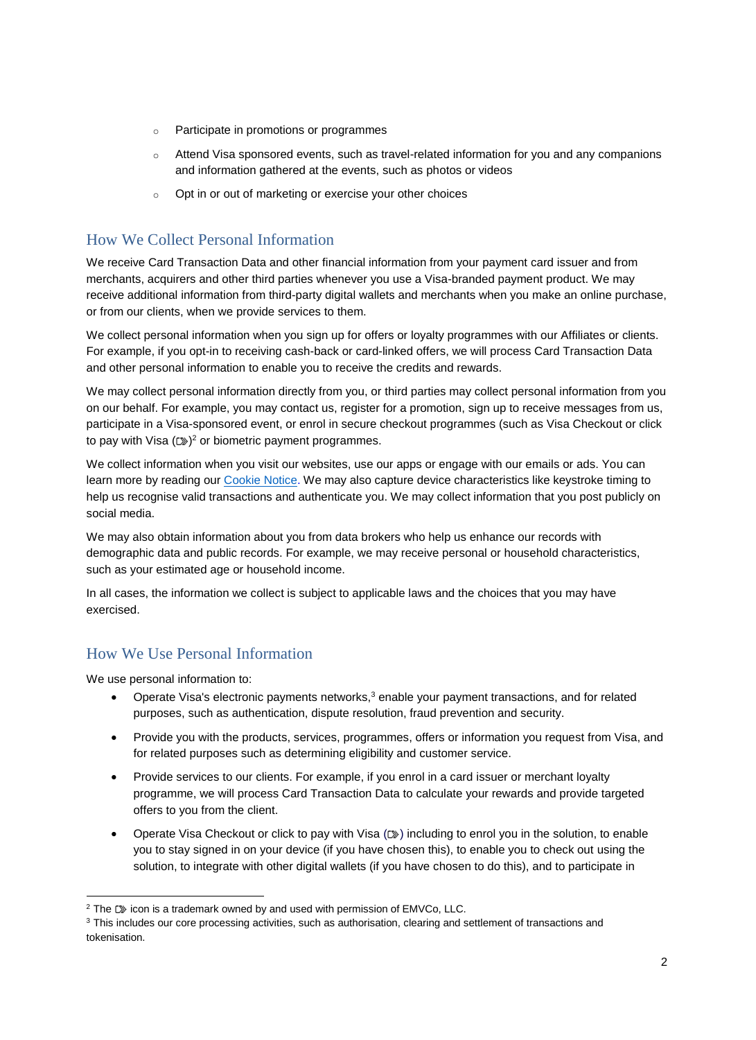- Participate in promotions or programmes
- Attend Visa sponsored events, such as travel-related information for you and any companions and information gathered at the events, such as photos or videos
- Opt in or out of marketing or exercise your other choices

## How We Collect Personal Information

We receive Card Transaction Data and other financial information from your payment card issuer and from merchants, acquirers and other third parties whenever you use a Visa-branded payment product. We may receive additional information from third-party digital wallets and merchants when you make an online purchase, or from our clients, when we provide services to them.

We collect personal information when you sign up for offers or loyalty programmes with our Affiliates or clients. For example, if you opt-in to receiving cash-back or card-linked offers, we will process Card Transaction Data and other personal information to enable you to receive the credits and rewards.

We may collect personal information directly from you, or third parties may collect personal information from you on our behalf. For example, you may contact us, register for a promotion, sign up to receive messages from us, participate in a Visa-sponsored event, or enrol in secure checkout programmes (such as Visa Checkout or click to pay with Visa (⊐»))[2] or biometric payment programmes.

We collect information when you visit our websites, use our apps or engage with our emails or ads. You can learn more by reading our Cookie Notice. We may also capture device characteristics like keystroke timing to help us recognise valid transactions and authenticate you. We may collect information that you post publicly on social media.

We may also obtain information about you from data brokers who help us enhance our records with demographic data and public records. For example, we may receive personal or household characteristics, such as your estimated age or household income.

In all cases, the information we collect is subject to applicable laws and the choices that you may have exercised.

## How We Use Personal Information

We use personal information to:

- Operate Visa's electronic payments networks,[3] enable your payment transactions, and for related purposes, such as authentication, dispute resolution, fraud prevention and security.
- Provide you with the products, services, programmes, offers or information you request from Visa, and for related purposes such as determining eligibility and customer service.
- Provide services to our clients. For example, if you enrol in a card issuer or merchant loyalty programme, we will process Card Transaction Data to calculate your rewards and provide targeted offers to you from the client.
- Operate Visa Checkout or click to pay with Visa (⊐») including to enrol you in the solution, to enable you to stay signed in on your device (if you have chosen this), to enable you to check out using the solution, to integrate with other digital wallets (if you have chosen to do this), and to participate in

---

[2] The ⊐» icon is a trademark owned by and used with permission of EMVCo, LLC.

[3] This includes our core processing activities, such as authorisation, clearing and settlement of transactions and tokenisation.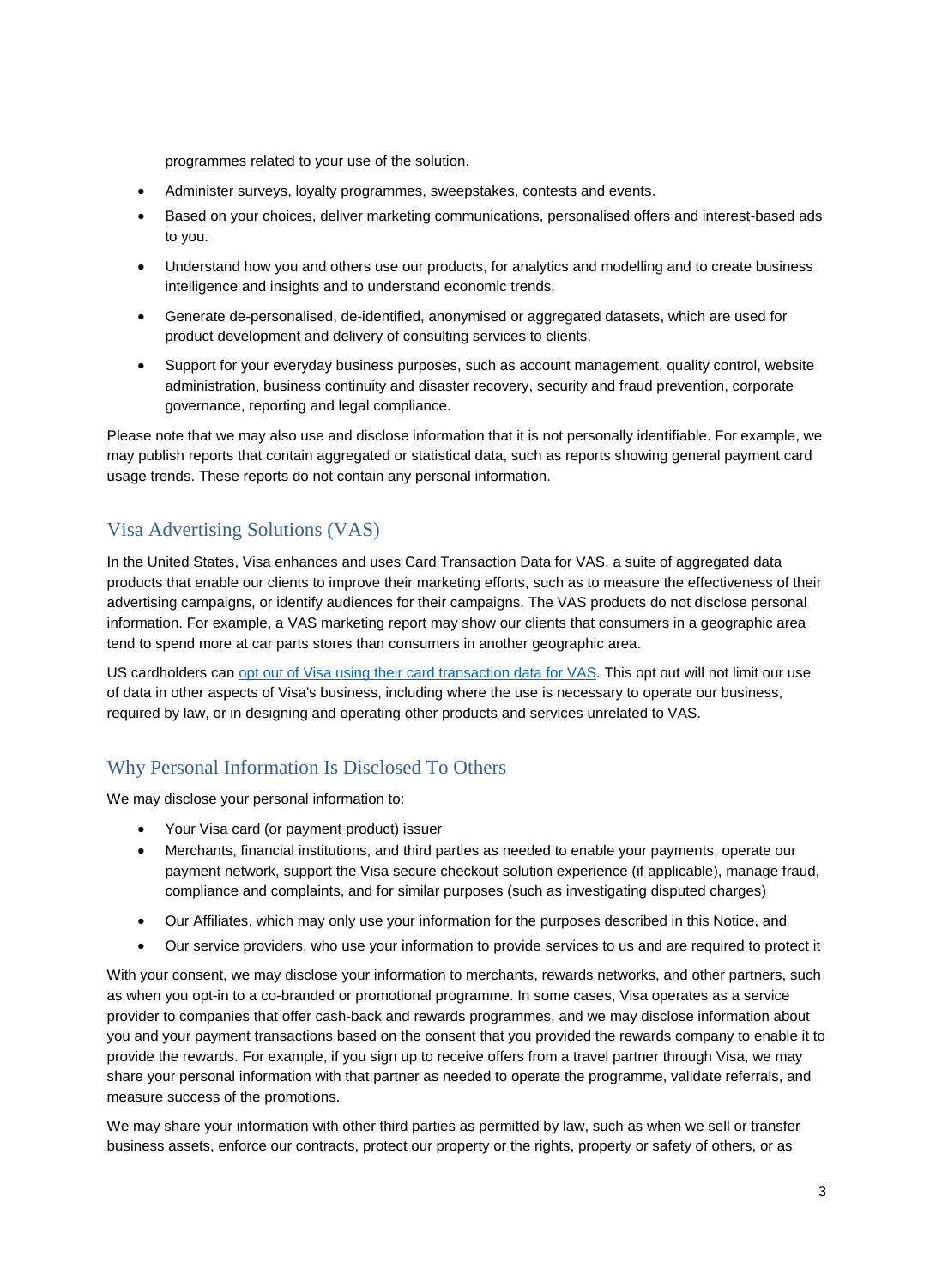programmes related to your use of the solution.

- Administer surveys, loyalty programmes, sweepstakes, contests and events.
- Based on your choices, deliver marketing communications, personalised offers and interest-based ads to you.
- Understand how you and others use our products, for analytics and modelling and to create business intelligence and insights and to understand economic trends.
- Generate de-personalised, de-identified, anonymised or aggregated datasets, which are used for product development and delivery of consulting services to clients.
- Support for your everyday business purposes, such as account management, quality control, website administration, business continuity and disaster recovery, security and fraud prevention, corporate governance, reporting and legal compliance.

Please note that we may also use and disclose information that it is not personally identifiable. For example, we may publish reports that contain aggregated or statistical data, such as reports showing general payment card usage trends. These reports do not contain any personal information.

## Visa Advertising Solutions (VAS)

In the United States, Visa enhances and uses Card Transaction Data for VAS, a suite of aggregated data products that enable our clients to improve their marketing efforts, such as to measure the effectiveness of their advertising campaigns, or identify audiences for their campaigns. The VAS products do not disclose personal information. For example, a VAS marketing report may show our clients that consumers in a geographic area tend to spend more at car parts stores than consumers in another geographic area.

US cardholders can opt out of Visa using their card transaction data for VAS. This opt out will not limit our use of data in other aspects of Visa's business, including where the use is necessary to operate our business, required by law, or in designing and operating other products and services unrelated to VAS.

## Why Personal Information Is Disclosed To Others

We may disclose your personal information to:

- Your Visa card (or payment product) issuer
- Merchants, financial institutions, and third parties as needed to enable your payments, operate our payment network, support the Visa secure checkout solution experience (if applicable), manage fraud, compliance and complaints, and for similar purposes (such as investigating disputed charges)
- Our Affiliates, which may only use your information for the purposes described in this Notice, and
- Our service providers, who use your information to provide services to us and are required to protect it

With your consent, we may disclose your information to merchants, rewards networks, and other partners, such as when you opt-in to a co-branded or promotional programme. In some cases, Visa operates as a service provider to companies that offer cash-back and rewards programmes, and we may disclose information about you and your payment transactions based on the consent that you provided the rewards company to enable it to provide the rewards. For example, if you sign up to receive offers from a travel partner through Visa, we may share your personal information with that partner as needed to operate the programme, validate referrals, and measure success of the promotions.

We may share your information with other third parties as permitted by law, such as when we sell or transfer business assets, enforce our contracts, protect our property or the rights, property or safety of others, or as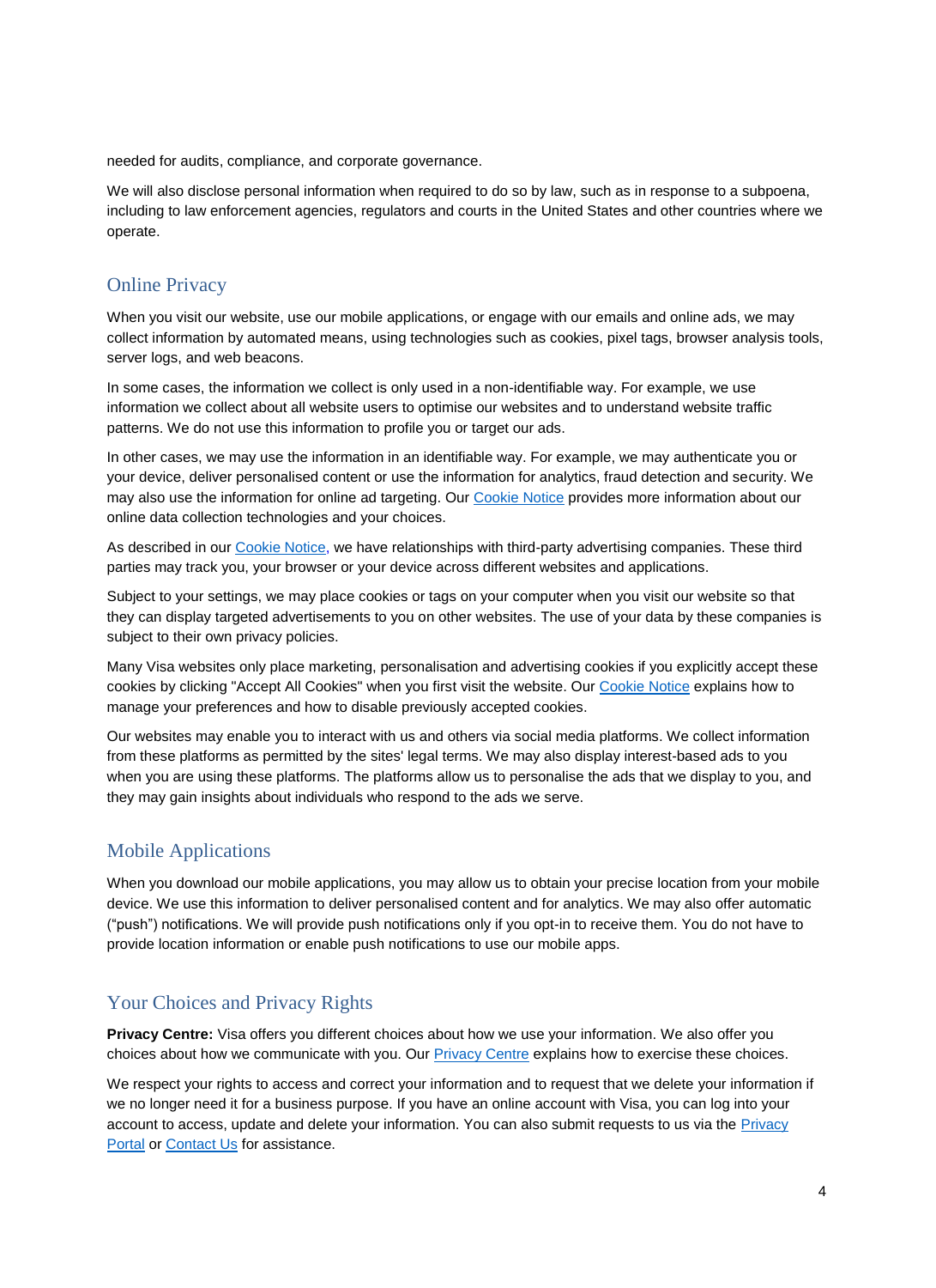needed for audits, compliance, and corporate governance.

We will also disclose personal information when required to do so by law, such as in response to a subpoena, including to law enforcement agencies, regulators and courts in the United States and other countries where we operate.

## Online Privacy

When you visit our website, use our mobile applications, or engage with our emails and online ads, we may collect information by automated means, using technologies such as cookies, pixel tags, browser analysis tools, server logs, and web beacons.

In some cases, the information we collect is only used in a non-identifiable way. For example, we use information we collect about all website users to optimise our websites and to understand website traffic patterns. We do not use this information to profile you or target our ads.

In other cases, we may use the information in an identifiable way. For example, we may authenticate you or your device, deliver personalised content or use the information for analytics, fraud detection and security. We may also use the information for online ad targeting. Our Cookie Notice provides more information about our online data collection technologies and your choices.

As described in our Cookie Notice, we have relationships with third-party advertising companies. These third parties may track you, your browser or your device across different websites and applications.

Subject to your settings, we may place cookies or tags on your computer when you visit our website so that they can display targeted advertisements to you on other websites. The use of your data by these companies is subject to their own privacy policies.

Many Visa websites only place marketing, personalisation and advertising cookies if you explicitly accept these cookies by clicking "Accept All Cookies" when you first visit the website. Our Cookie Notice explains how to manage your preferences and how to disable previously accepted cookies.

Our websites may enable you to interact with us and others via social media platforms. We collect information from these platforms as permitted by the sites' legal terms. We may also display interest-based ads to you when you are using these platforms. The platforms allow us to personalise the ads that we display to you, and they may gain insights about individuals who respond to the ads we serve.

## Mobile Applications

When you download our mobile applications, you may allow us to obtain your precise location from your mobile device. We use this information to deliver personalised content and for analytics. We may also offer automatic ("push") notifications. We will provide push notifications only if you opt-in to receive them. You do not have to provide location information or enable push notifications to use our mobile apps.

## Your Choices and Privacy Rights

**Privacy Centre:** Visa offers you different choices about how we use your information. We also offer you choices about how we communicate with you. Our Privacy Centre explains how to exercise these choices.

We respect your rights to access and correct your information and to request that we delete your information if we no longer need it for a business purpose. If you have an online account with Visa, you can log into your account to access, update and delete your information. You can also submit requests to us via the Privacy Portal or Contact Us for assistance.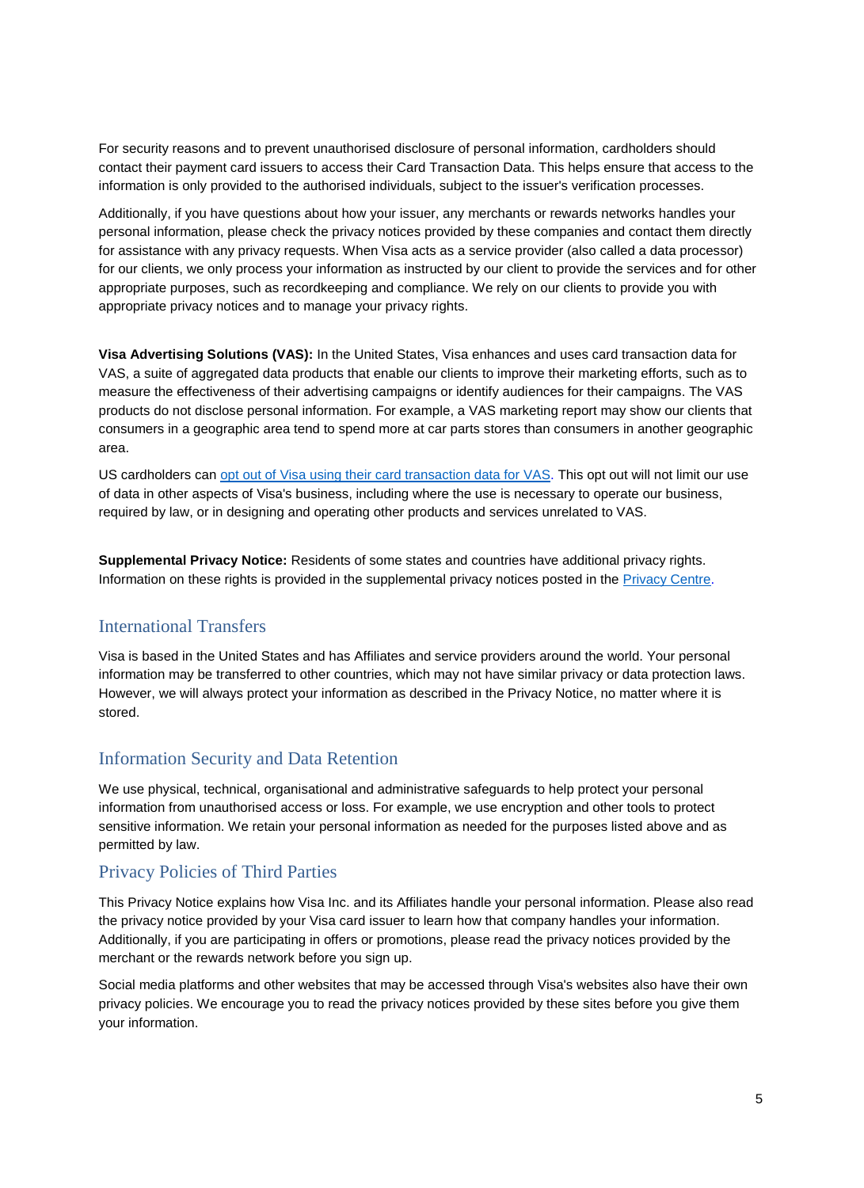For security reasons and to prevent unauthorised disclosure of personal information, cardholders should contact their payment card issuers to access their Card Transaction Data. This helps ensure that access to the information is only provided to the authorised individuals, subject to the issuer's verification processes.

Additionally, if you have questions about how your issuer, any merchants or rewards networks handles your personal information, please check the privacy notices provided by these companies and contact them directly for assistance with any privacy requests. When Visa acts as a service provider (also called a data processor) for our clients, we only process your information as instructed by our client to provide the services and for other appropriate purposes, such as recordkeeping and compliance. We rely on our clients to provide you with appropriate privacy notices and to manage your privacy rights.

**Visa Advertising Solutions (VAS):** In the United States, Visa enhances and uses card transaction data for VAS, a suite of aggregated data products that enable our clients to improve their marketing efforts, such as to measure the effectiveness of their advertising campaigns or identify audiences for their campaigns. The VAS products do not disclose personal information. For example, a VAS marketing report may show our clients that consumers in a geographic area tend to spend more at car parts stores than consumers in another geographic area.

US cardholders can opt out of Visa using their card transaction data for VAS. This opt out will not limit our use of data in other aspects of Visa's business, including where the use is necessary to operate our business, required by law, or in designing and operating other products and services unrelated to VAS.

**Supplemental Privacy Notice:** Residents of some states and countries have additional privacy rights. Information on these rights is provided in the supplemental privacy notices posted in the Privacy Centre.

## International Transfers

Visa is based in the United States and has Affiliates and service providers around the world. Your personal information may be transferred to other countries, which may not have similar privacy or data protection laws. However, we will always protect your information as described in the Privacy Notice, no matter where it is stored.

## Information Security and Data Retention

We use physical, technical, organisational and administrative safeguards to help protect your personal information from unauthorised access or loss. For example, we use encryption and other tools to protect sensitive information. We retain your personal information as needed for the purposes listed above and as permitted by law.

## Privacy Policies of Third Parties

This Privacy Notice explains how Visa Inc. and its Affiliates handle your personal information. Please also read the privacy notice provided by your Visa card issuer to learn how that company handles your information. Additionally, if you are participating in offers or promotions, please read the privacy notices provided by the merchant or the rewards network before you sign up.

Social media platforms and other websites that may be accessed through Visa's websites also have their own privacy policies. We encourage you to read the privacy notices provided by these sites before you give them your information.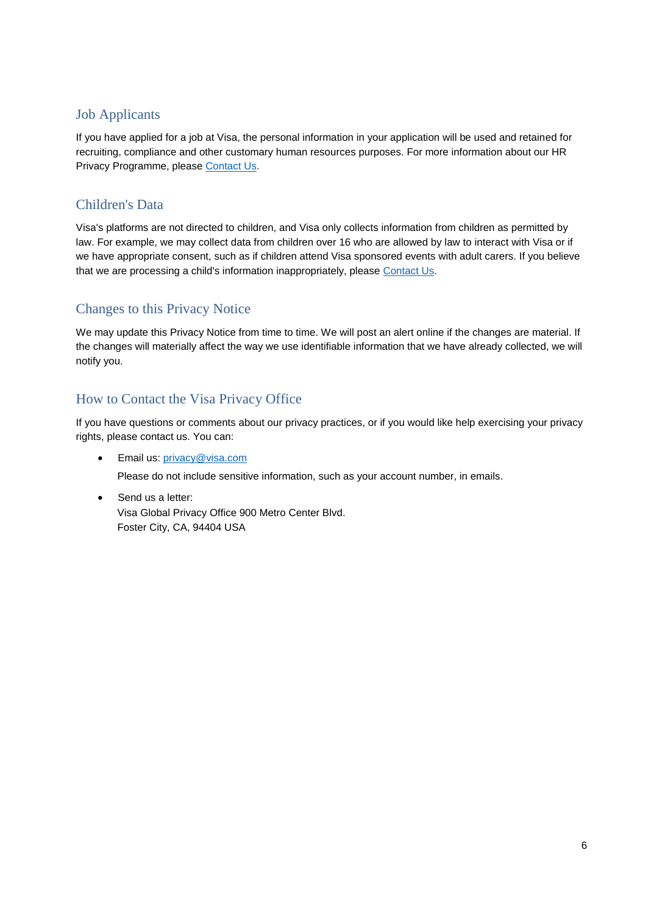## Job Applicants

If you have applied for a job at Visa, the personal information in your application will be used and retained for recruiting, compliance and other customary human resources purposes. For more information about our HR Privacy Programme, please Contact Us.

## Children's Data

Visa's platforms are not directed to children, and Visa only collects information from children as permitted by law. For example, we may collect data from children over 16 who are allowed by law to interact with Visa or if we have appropriate consent, such as if children attend Visa sponsored events with adult carers. If you believe that we are processing a child's information inappropriately, please Contact Us.

## Changes to this Privacy Notice

We may update this Privacy Notice from time to time. We will post an alert online if the changes are material. If the changes will materially affect the way we use identifiable information that we have already collected, we will notify you.

## How to Contact the Visa Privacy Office

If you have questions or comments about our privacy practices, or if you would like help exercising your privacy rights, please contact us. You can:

- Email us: privacy@visa.com

  Please do not include sensitive information, such as your account number, in emails.

- Send us a letter:
  Visa Global Privacy Office 900 Metro Center Blvd.
  Foster City, CA, 94404 USA